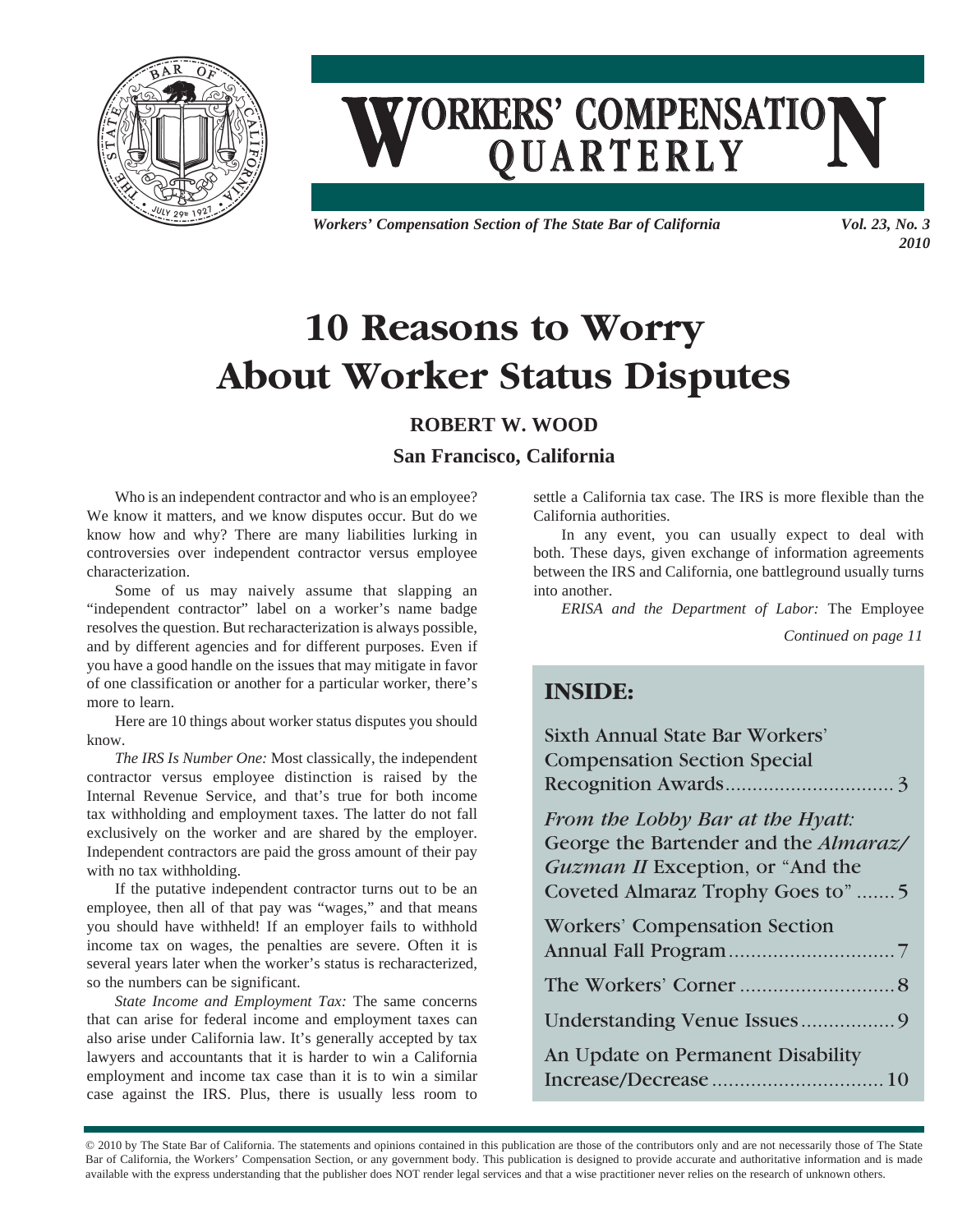# Workers' Compensation Quarterly

*Workers' Compensation Section of The State Bar of California*

*Vol. 23, No. 3 2010*

# 10 Reasons to Worry About Worker Status Disputes

**ROBERT W. WOOD**

**San Francisco, California**

Who is an independent contractor and who is an employee? We know it matters, and we know disputes occur. But do we know how and why? There are many liabilities lurking in controversies over independent contractor versus employee characterization.

Some of us may naively assume that slapping an "independent contractor" label on a worker's name badge resolves the question. But recharacterization is always possible, and by different agencies and for different purposes. Even if you have a good handle on the issues that may mitigate in favor of one classification or another for a particular worker, there's more to learn.

Here are 10 things about worker status disputes you should know.

*The IRS Is Number One:* Most classically, the independent contractor versus employee distinction is raised by the Internal Revenue Service, and that's true for both income tax withholding and employment taxes. The latter do not fall exclusively on the worker and are shared by the employer. Independent contractors are paid the gross amount of their pay with no tax withholding.

If the putative independent contractor turns out to be an employee, then all of that pay was "wages," and that means you should have withheld! If an employer fails to withhold income tax on wages, the penalties are severe. Often it is several years later when the worker's status is recharacterized, so the numbers can be significant.

*State Income and Employment Tax:* The same concerns that can arise for federal income and employment taxes can also arise under California law. It's generally accepted by tax lawyers and accountants that it is harder to win a California employment and income tax case than it is to win a similar case against the IRS. Plus, there is usually less room to settle a California tax case. The IRS is more flexible than the California authorities.

In any event, you can usually expect to deal with both. These days, given exchange of information agreements between the IRS and California, one battleground usually turns into another.

*ERISA and the Department of Labor:* The Employee

*Continued on page 11*

## INSIDE:

- Sixth Annual State Bar Workers' Compensation Section Special Recognition Awards .......... 3
- *From the Lobby Bar at the Hyatt:* George the Bartender and the *Almaraz/Guzman II* Exception, or "And the Coveted Almaraz Trophy Goes to" .......... 5
- Workers' Compensation Section Annual Fall Program .......... 7
- The Workers' Corner .......... 8
- Understanding Venue Issues .......... 9
- An Update on Permanent Disability Increase/Decrease .......... 10

© 2010 by The State Bar of California. The statements and opinions contained in this publication are those of the contributors only and are not necessarily those of The State Bar of California, the Workers' Compensation Section, or any government body. This publication is designed to provide accurate and authoritative information and is made available with the express understanding that the publisher does NOT render legal services and that a wise practitioner never relies on the research of unknown others.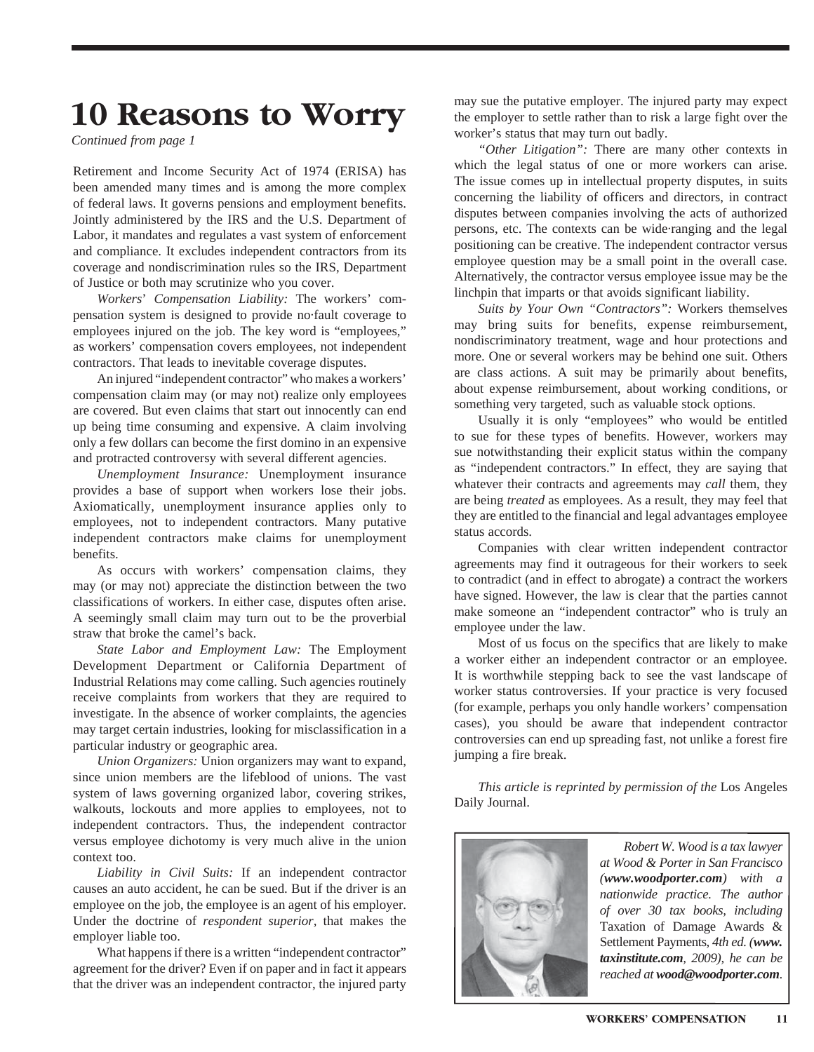# 10 Reasons to Worry

*Continued from page 1*

Retirement and Income Security Act of 1974 (ERISA) has been amended many times and is among the more complex of federal laws. It governs pensions and employment benefits. Jointly administered by the IRS and the U.S. Department of Labor, it mandates and regulates a vast system of enforcement and compliance. It excludes independent contractors from its coverage and nondiscrimination rules so the IRS, Department of Justice or both may scrutinize who you cover.

*Workers' Compensation Liability:* The workers' compensation system is designed to provide no·fault coverage to employees injured on the job. The key word is "employees," as workers' compensation covers employees, not independent contractors. That leads to inevitable coverage disputes.

An injured "independent contractor" who makes a workers' compensation claim may (or may not) realize only employees are covered. But even claims that start out innocently can end up being time consuming and expensive. A claim involving only a few dollars can become the first domino in an expensive and protracted controversy with several different agencies.

*Unemployment Insurance:* Unemployment insurance provides a base of support when workers lose their jobs. Axiomatically, unemployment insurance applies only to employees, not to independent contractors. Many putative independent contractors make claims for unemployment benefits.

As occurs with workers' compensation claims, they may (or may not) appreciate the distinction between the two classifications of workers. In either case, disputes often arise. A seemingly small claim may turn out to be the proverbial straw that broke the camel's back.

*State Labor and Employment Law:* The Employment Development Department or California Department of Industrial Relations may come calling. Such agencies routinely receive complaints from workers that they are required to investigate. In the absence of worker complaints, the agencies may target certain industries, looking for misclassification in a particular industry or geographic area.

*Union Organizers:* Union organizers may want to expand, since union members are the lifeblood of unions. The vast system of laws governing organized labor, covering strikes, walkouts, lockouts and more applies to employees, not to independent contractors. Thus, the independent contractor versus employee dichotomy is very much alive in the union context too.

*Liability in Civil Suits:* If an independent contractor causes an auto accident, he can be sued. But if the driver is an employee on the job, the employee is an agent of his employer. Under the doctrine of *respondent superior*, that makes the employer liable too.

What happens if there is a written "independent contractor" agreement for the driver? Even if on paper and in fact it appears that the driver was an independent contractor, the injured party may sue the putative employer. The injured party may expect the employer to settle rather than to risk a large fight over the worker's status that may turn out badly.

*"Other Litigation":* There are many other contexts in which the legal status of one or more workers can arise. The issue comes up in intellectual property disputes, in suits concerning the liability of officers and directors, in contract disputes between companies involving the acts of authorized persons, etc. The contexts can be wide·ranging and the legal positioning can be creative. The independent contractor versus employee question may be a small point in the overall case. Alternatively, the contractor versus employee issue may be the linchpin that imparts or that avoids significant liability.

*Suits by Your Own "Contractors":* Workers themselves may bring suits for benefits, expense reimbursement, nondiscriminatory treatment, wage and hour protections and more. One or several workers may be behind one suit. Others are class actions. A suit may be primarily about benefits, about expense reimbursement, about working conditions, or something very targeted, such as valuable stock options.

Usually it is only "employees" who would be entitled to sue for these types of benefits. However, workers may sue notwithstanding their explicit status within the company as "independent contractors." In effect, they are saying that whatever their contracts and agreements may *call* them, they are being *treated* as employees. As a result, they may feel that they are entitled to the financial and legal advantages employee status accords.

Companies with clear written independent contractor agreements may find it outrageous for their workers to seek to contradict (and in effect to abrogate) a contract the workers have signed. However, the law is clear that the parties cannot make someone an "independent contractor" who is truly an employee under the law.

Most of us focus on the specifics that are likely to make a worker either an independent contractor or an employee. It is worthwhile stepping back to see the vast landscape of worker status controversies. If your practice is very focused (for example, perhaps you only handle workers' compensation cases), you should be aware that independent contractor controversies can end up spreading fast, not unlike a forest fire jumping a fire break.

*This article is reprinted by permission of the* Los Angeles Daily Journal.

*Robert W. Wood is a tax lawyer at Wood & Porter in San Francisco (**www.woodporter.com**) with a nationwide practice. The author of over 30 tax books, including* Taxation of Damage Awards & Settlement Payments*, 4th ed. (**www.taxinstitute.com**, 2009), he can be reached at **wood@woodporter.com**.*